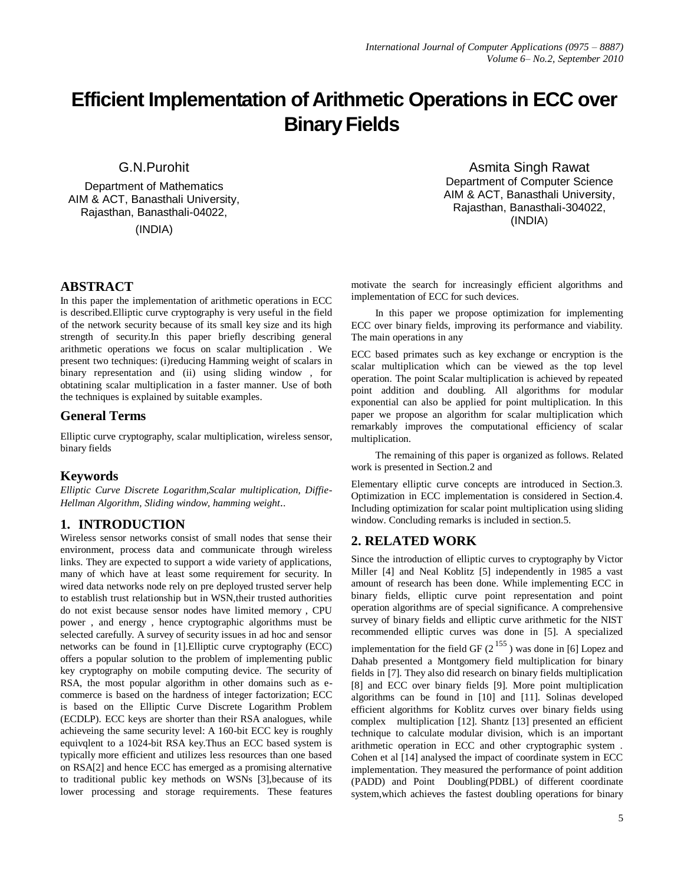# Efficient Implementation of Arithmetic Operations in ECC over Binary Fields

G.N.Purohit
Department of Mathematics
AIM & ACT, Banasthali University,
Rajasthan, Banasthali-04022,
(INDIA)

Asmita Singh Rawat
Department of Computer Science
AIM & ACT, Banasthali University,
Rajasthan, Banasthali-304022,
(INDIA)

## ABSTRACT

In this paper the implementation of arithmetic operations in ECC is described.Elliptic curve cryptography is very useful in the field of the network security because of its small key size and its high strength of security.In this paper briefly describing general arithmetic operations we focus on scalar multiplication . We present two techniques: (i)reducing Hamming weight of scalars in binary representation and (ii) using sliding window , for obtaining scalar multiplication in a faster manner. Use of both the techniques is explained by suitable examples.

## General Terms

Elliptic curve cryptography, scalar multiplication, wireless sensor, binary fields

## Keywords

*Elliptic Curve Discrete Logarithm,Scalar multiplication, Diffie-Hellman Algorithm, Sliding window, hamming weight..*

## 1. INTRODUCTION

Wireless sensor networks consist of small nodes that sense their environment, process data and communicate through wireless links. They are expected to support a wide variety of applications, many of which have at least some requirement for security. In wired data networks node rely on pre deployed trusted server help to establish trust relationship but in WSN,their trusted authorities do not exist because sensor nodes have limited memory , CPU power , and energy , hence cryptographic algorithms must be selected carefully. A survey of security issues in ad hoc and sensor networks can be found in [1].Elliptic curve cryptography (ECC) offers a popular solution to the problem of implementing public key cryptography on mobile computing device. The security of RSA, the most popular algorithm in other domains such as e-commerce is based on the hardness of integer factorization; ECC is based on the Elliptic Curve Discrete Logarithm Problem (ECDLP). ECC keys are shorter than their RSA analogues, while achieveing the same security level: A 160-bit ECC key is roughly equivqlent to a 1024-bit RSA key.Thus an ECC based system is typically more efficient and utilizes less resources than one based on RSA[2] and hence ECC has emerged as a promising alternative to traditional public key methods on WSNs [3],because of its lower processing and storage requirements. These features motivate the search for increasingly efficient algorithms and implementation of ECC for such devices.

In this paper we propose optimization for implementing ECC over binary fields, improving its performance and viability. The main operations in any

ECC based primates such as key exchange or encryption is the scalar multiplication which can be viewed as the top level operation. The point Scalar multiplication is achieved by repeated point addition and doubling. All algorithms for modular exponential can also be applied for point multiplication. In this paper we propose an algorithm for scalar multiplication which remarkably improves the computational efficiency of scalar multiplication.

The remaining of this paper is organized as follows. Related work is presented in Section.2 and

Elementary elliptic curve concepts are introduced in Section.3. Optimization in ECC implementation is considered in Section.4. Including optimization for scalar point multiplication using sliding window. Concluding remarks is included in section.5.

## 2. RELATED WORK

Since the introduction of elliptic curves to cryptography by Victor Miller [4] and Neal Koblitz [5] independently in 1985 a vast amount of research has been done. While implementing ECC in binary fields, elliptic curve point representation and point operation algorithms are of special significance. A comprehensive survey of binary fields and elliptic curve arithmetic for the NIST recommended elliptic curves was done in [5]. A specialized implementation for the field GF $(2^{155})$ was done in [6] Lopez and Dahab presented a Montgomery field multiplication for binary fields in [7]. They also did research on binary fields multiplication [8] and ECC over binary fields [9]. More point multiplication algorithms can be found in [10] and [11]. Solinas developed efficient algorithms for Koblitz curves over binary fields using complex multiplication [12]. Shantz [13] presented an efficient technique to calculate modular division, which is an important arithmetic operation in ECC and other cryptographic system . Cohen et al [14] analysed the impact of coordinate system in ECC implementation. They measured the performance of point addition (PADD) and Point Doubling(PDBL) of different coordinate system,which achieves the fastest doubling operations for binary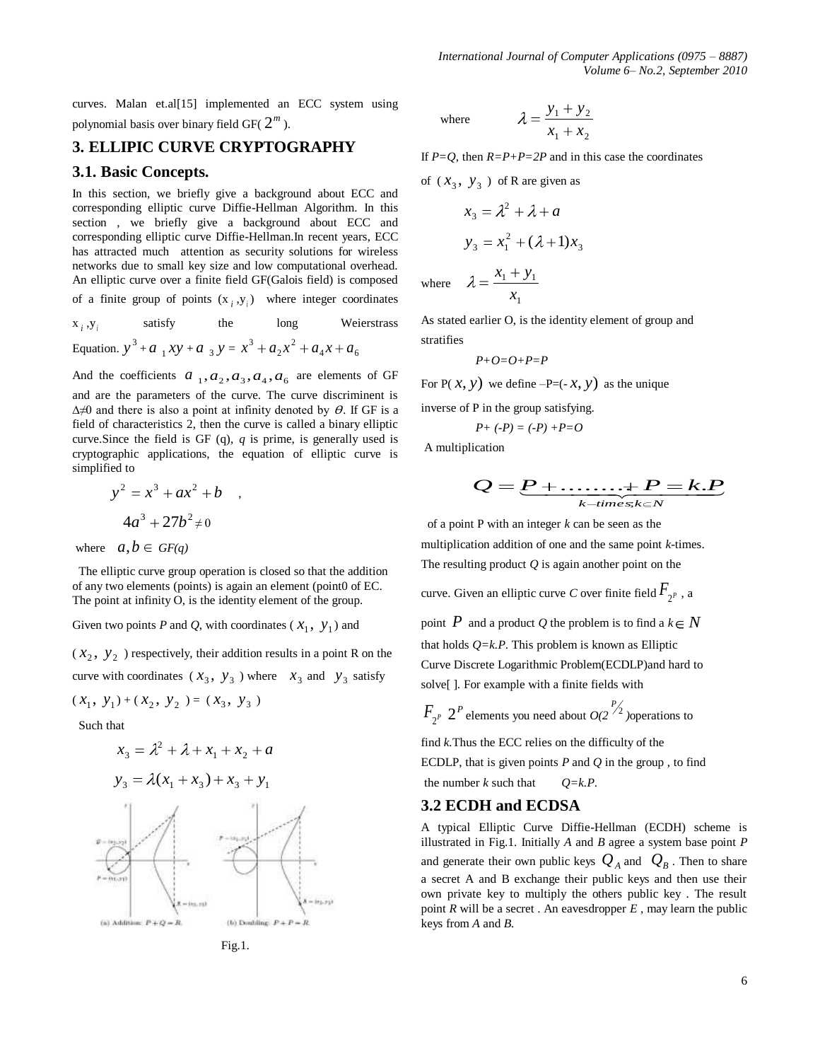curves. Malan et.al[15] implemented an ECC system using polynomial basis over binary field GF( $2^m$ ).

## 3. ELLIPIC CURVE CRYPTOGRAPHY

### 3.1. Basic Concepts.

In this section, we briefly give a background about ECC and corresponding elliptic curve Diffie-Hellman Algorithm. In this section , we briefly give a background about ECC and corresponding elliptic curve Diffie-Hellman.In recent years, ECC has attracted much attention as security solutions for wireless networks due to small key size and low computational overhead. An elliptic curve over a finite field GF(Galois field) is composed of a finite group of points $(x_i, y_i)$ where integer coordinates $x_i, y_i$ satisfy the long Weierstrass Equation. $y^3 + a_1 xy + a_3 y = x^3 + a_2 x^2 + a_4 x + a_6$

And the coefficients $a_1, a_2, a_3, a_4, a_6$ are elements of GF and are the parameters of the curve. The curve discriminent is $\Delta \neq 0$ and there is also a point at infinity denoted by $\theta$. If GF is a field of characteristics 2, then the curve is called a binary elliptic curve.Since the field is GF (q), *q* is prime, is generally used is cryptographic applications, the equation of elliptic curve is simplified to

$$y^2 = x^3 + ax^2 + b \quad ,$$

$$4a^3 + 27b^2 \neq 0$$

where $a, b \in GF(q)$

The elliptic curve group operation is closed so that the addition of any two elements (points) is again an element (point0 of EC. The point at infinity O, is the identity element of the group.

Given two points *P* and *Q*, with coordinates ( $x_1, y_1$ ) and ( $x_2, y_2$ ) respectively, their addition results in a point R on the curve with coordinates ( $x_3, y_3$ ) where $x_3$ and $y_3$ satisfy

$(x_1, y_1) + (x_2, y_2) = (x_3, y_3)$

Such that

$$x_3 = \lambda^2 + \lambda + x_1 + x_2 + a$$

$$y_3 = \lambda(x_1 + x_3) + x_3 + y_1$$

(a) Addition: $P+Q=R$. (b) Doubling: $P+P=R$.

Fig.1.

where $\lambda = \dfrac{y_1 + y_2}{x_1 + x_2}$

If *P=Q*, then *R=P+P=2P* and in this case the coordinates of ( $x_3, y_3$ ) of R are given as

$$x_3 = \lambda^2 + \lambda + a$$

$$y_3 = x_1^2 + (\lambda + 1)x_3$$

where $\lambda = \dfrac{x_1 + y_1}{x_1}$

As stated earlier O, is the identity element of group and stratifies

*P+O=O+P=P*

For P( $x, y$ ) we define –P=(- $x, y$ ) as the unique inverse of P in the group satisfying.

*P+ (-P) = (-P) +P=O*

A multiplication

$$Q = \underbrace{P + \ldots\ldots + P}_{k-times;k \in N} = k.P$$

of a point P with an integer *k* can be seen as the multiplication addition of one and the same point *k*-times. The resulting product *Q* is again another point on the curve. Given an elliptic curve *C* over finite field $F_{2^P}$ , a point $P$ and a product *Q* the problem is to find a $k \in N$ that holds *Q=k.P*. This problem is known as Elliptic Curve Discrete Logarithmic Problem(ECDLP)and hard to solve[ ]. For example with a finite fields with $F_{2^P}$ $2^P$ elements you need about $O(2^{P/2})$operations to find *k*.Thus the ECC relies on the difficulty of the ECDLP, that is given points *P* and *Q* in the group , to find the number *k* such that *Q=k.P*.

### 3.2 ECDH and ECDSA

A typical Elliptic Curve Diffie-Hellman (ECDH) scheme is illustrated in Fig.1. Initially *A* and *B* agree a system base point *P* and generate their own public keys $Q_A$ and $Q_B$ . Then to share a secret A and B exchange their public keys and then use their own private key to multiply the others public key . The result point *R* will be a secret . An eavesdropper *E* , may learn the public keys from *A* and *B.*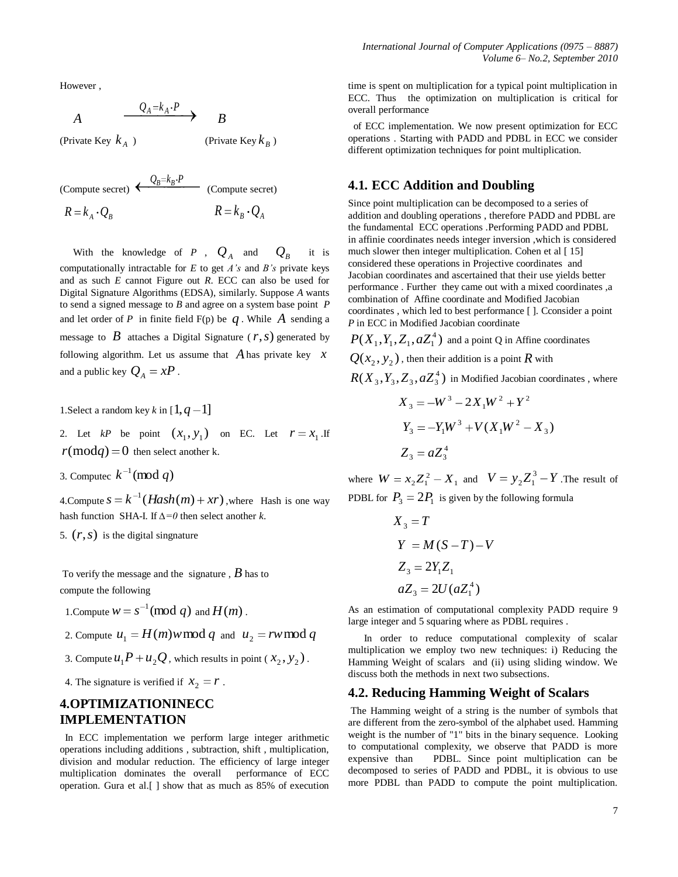However ,

$$A \xrightarrow{Q_A = k_A \cdot P} B$$

(Private Key $k_A$ ) (Private Key $k_B$ )

$$\text{(Compute secret)} \xleftarrow{Q_B = k_B \cdot P} \text{(Compute secret)}$$

$$R = k_A \cdot Q_B \qquad\qquad R = k_B \cdot Q_A$$

With the knowledge of $P$ , $Q_A$ and $Q_B$ it is computationally intractable for *E* to get *A's* and *B's* private keys and as such *E* cannot Figure out *R*. ECC can also be used for Digital Signature Algorithms (EDSA), similarly. Suppose *A* wants to send a signed message to *B* and agree on a system base point *P* and let order of *P* in finite field F(p) be $q$ . While $A$ sending a message to $B$ attaches a Digital Signature ( $r, s$) generated by following algorithm. Let us assume that $A$ has private key $x$ and a public key $Q_A = xP$ .

1.Select a random key *k* in $[1, q-1]$

2. Let *kP* be point $(x_1, y_1)$ on EC. Let $r = x_1$ .If $r(\bmod q) = 0$ then select another k.

3. Computec $k^{-1}(\bmod q)$

4.Compute $s = k^{-1}(Hash(m) + xr)$ ,where Hash is one way hash function SHA-I. If $\Delta=0$ then select another *k*.

5. $(r, s)$ is the digital singnature

To verify the message and the signature , $B$ has to compute the following

1.Compute $w = s^{-1}(\bmod q)$ and $H(m)$ .

2. Compute $u_1 = H(m)w \bmod q$ and $u_2 = rw \bmod q$

3. Compute $u_1 P + u_2 Q$ , which results in point ( $x_2, y_2$ ) .

4. The signature is verified if $x_2 = r$ .

## 4.OPTIMIZATIONINECC IMPLEMENTATION

In ECC implementation we perform large integer arithmetic operations including additions , subtraction, shift , multiplication, division and modular reduction. The efficiency of large integer multiplication dominates the overall performance of ECC operation. Gura et al.[ ] show that as much as 85% of execution time is spent on multiplication for a typical point multiplication in ECC. Thus the optimization on multiplication is critical for overall performance

of ECC implementation. We now present optimization for ECC operations . Starting with PADD and PDBL in ECC we consider different optimization techniques for point multiplication.

### 4.1. ECC Addition and Doubling

Since point multiplication can be decomposed to a series of addition and doubling operations , therefore PADD and PDBL are the fundamental ECC operations .Performing PADD and PDBL in affinie coordinates needs integer inversion ,which is considered much slower then integer multiplication. Cohen et al [ 15] considered these operations in Projective coordinates and Jacobian coordinates and ascertained that their use yields better performance . Further they came out with a mixed coordinates ,a combination of Affine coordinate and Modified Jacobian coordinates , which led to best performance [ ]. Cconsider a point *P* in ECC in Modified Jacobian coordinate $P(X_1, Y_1, Z_1, aZ_1^4)$ and a point Q in Affine coordinates $Q(x_2, y_2)$ , then their addition is a point $R$ with $R(X_3, Y_3, Z_3, aZ_3^4)$ in Modified Jacobian coordinates , where

$$X_3 = -W^3 - 2X_1W^2 + Y^2$$

$$Y_3 = -Y_1W^3 + V(X_1W^2 - X_3)$$

$$Z_3 = aZ_3^4$$

where $W = x_2 Z_1^2 - X_1$ and $V = y_2 Z_1^3 - Y$ .The result of PDBL for $P_3 = 2P_1$ is given by the following formula

$$X_3 = T$$

$$Y = M(S - T) - V$$

$$Z_3 = 2Y_1 Z_1$$

$$aZ_3 = 2U(aZ_1^4)$$

As an estimation of computational complexity PADD require 9 large integer and 5 squaring where as PDBL requires .

In order to reduce computational complexity of scalar multiplication we employ two new techniques: i) Reducing the Hamming Weight of scalars and (ii) using sliding window. We discuss both the methods in next two subsections.

### 4.2. Reducing Hamming Weight of Scalars

The Hamming weight of a string is the number of symbols that are different from the zero-symbol of the alphabet used. Hamming weight is the number of "1" bits in the binary sequence. Looking to computational complexity, we observe that PADD is more expensive than PDBL. Since point multiplication can be decomposed to series of PADD and PDBL, it is obvious to use more PDBL than PADD to compute the point multiplication.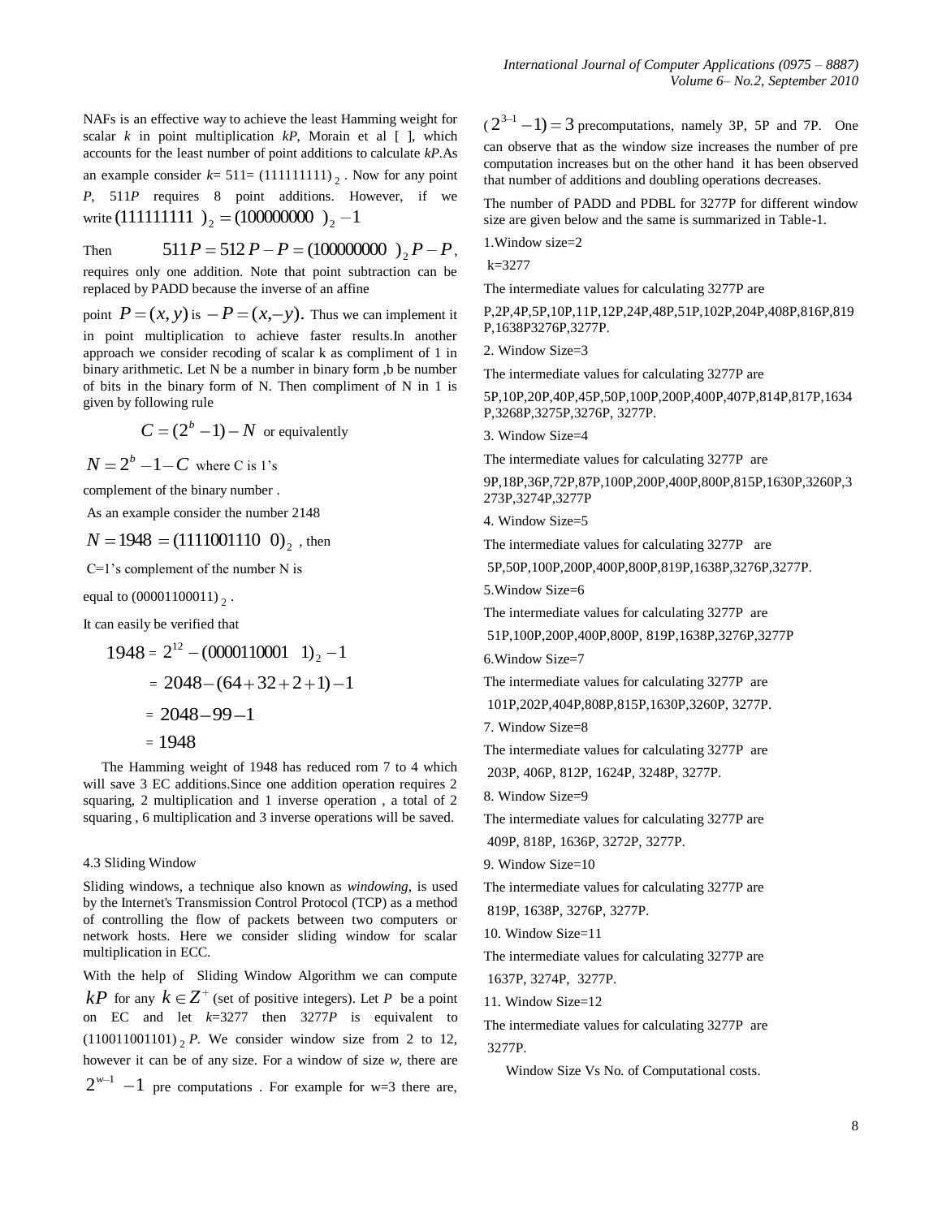NAFs is an effective way to achieve the least Hamming weight for scalar $k$ in point multiplication $kP$, Morain et al [ ], which accounts for the least number of point additions to calculate $kP$.As an example consider $k$= 511= $(111111111)_2$ . Now for any point $P$, $511P$ requires 8 point additions. However, if we write $(111111111)_2 = (1000000000)_2 - 1$

Then $511P = 512P - P = (1000000000)_2 P - P$, requires only one addition. Note that point subtraction can be replaced by PADD because the inverse of an affine point $P = (x, y)$ is $-P = (x, -y)$. Thus we can implement it in point multiplication to achieve faster results.In another approach we consider recoding of scalar k as compliment of 1 in binary arithmetic. Let N be a number in binary form ,b be number of bits in the binary form of N. Then compliment of N in 1 is given by following rule

$$C = (2^b - 1) - N \text{ or equivalently}$$

$N = 2^b - 1 - C$ where C is 1's complement of the binary number .

As an example consider the number 2148

$N = 1948 = (11110011100)_2$ , then

C=1's complement of the number N is equal to $(00001100011)_2$ .

It can easily be verified that

$$1948 = 2^{12} - (00001100011)_2 - 1$$

$$= 2048 - (64 + 32 + 2 + 1) - 1$$

$$= 2048 - 99 - 1$$

$$= 1948$$

The Hamming weight of 1948 has reduced rom 7 to 4 which will save 3 EC additions.Since one addition operation requires 2 squaring, 2 multiplication and 1 inverse operation , a total of 2 squaring , 6 multiplication and 3 inverse operations will be saved.

### 4.3 Sliding Window

Sliding windows, a technique also known as *windowing*, is used by the Internet's Transmission Control Protocol (TCP) as a method of controlling the flow of packets between two computers or network hosts. Here we consider sliding window for scalar multiplication in ECC.

With the help of Sliding Window Algorithm we can compute $kP$ for any $k \in Z^+$ (set of positive integers). Let $P$ be a point on EC and let $k$=3277 then $3277P$ is equivalent to $(110011001101)_2 P$. We consider window size from 2 to 12, however it can be of any size. For a window of size $w$, there are $2^{w-1} - 1$ pre computations . For example for w=3 there are, $(2^{3-1} - 1) = 3$ precomputations, namely 3P, 5P and 7P. One can observe that as the window size increases the number of pre computation increases but on the other hand it has been observed that number of additions and doubling operations decreases.

The number of PADD and PDBL for 3277P for different window size are given below and the same is summarized in Table-1.

1.Window size=2

k=3277

The intermediate values for calculating 3277P are

P,2P,4P,5P,10P,11P,12P,24P,48P,51P,102P,204P,408P,816P,819P,1638P3276P,3277P.

2. Window Size=3

The intermediate values for calculating 3277P are

5P,10P,20P,40P,45P,50P,100P,200P,400P,407P,814P,817P,1634P,3268P,3275P,3276P, 3277P.

3. Window Size=4

The intermediate values for calculating 3277P are

9P,18P,36P,72P,87P,100P,200P,400P,800P,815P,1630P,3260P,3273P,3274P,3277P

4. Window Size=5

The intermediate values for calculating 3277P are

5P,50P,100P,200P,400P,800P,819P,1638P,3276P,3277P.

5.Window Size=6

The intermediate values for calculating 3277P are

51P,100P,200P,400P,800P, 819P,1638P,3276P,3277P

6.Window Size=7

The intermediate values for calculating 3277P are

101P,202P,404P,808P,815P,1630P,3260P, 3277P.

7. Window Size=8

The intermediate values for calculating 3277P are

203P, 406P, 812P, 1624P, 3248P, 3277P.

8. Window Size=9

The intermediate values for calculating 3277P are

409P, 818P, 1636P, 3272P, 3277P.

9. Window Size=10

The intermediate values for calculating 3277P are

819P, 1638P, 3276P, 3277P.

10. Window Size=11

The intermediate values for calculating 3277P are

1637P, 3274P, 3277P.

11. Window Size=12

The intermediate values for calculating 3277P are

3277P.

Window Size Vs No. of Computational costs.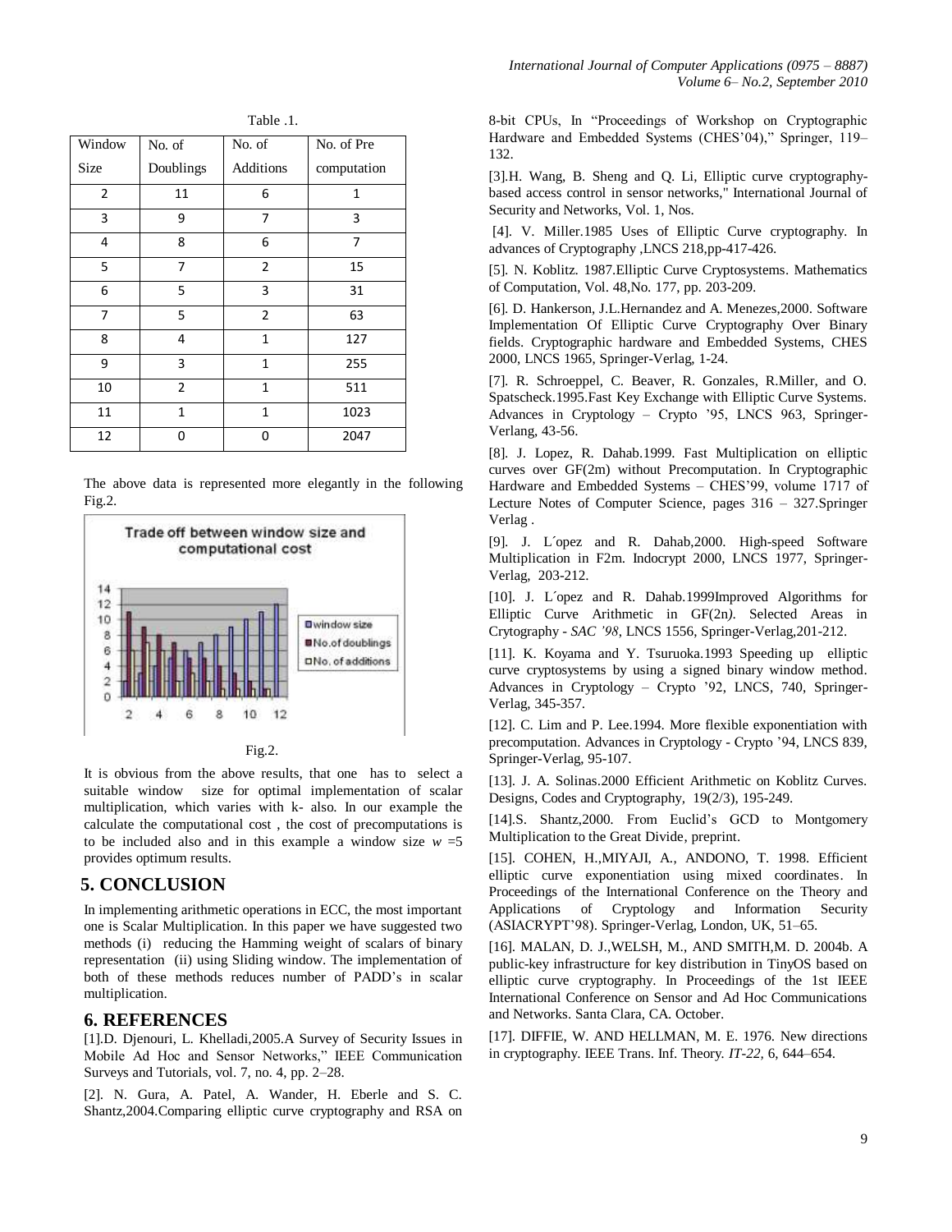Table .1.

| Window Size | No. of Doublings | No. of Additions | No. of Pre computation |
|---|---|---|---|
| 2 | 11 | 6 | 1 |
| 3 | 9 | 7 | 3 |
| 4 | 8 | 6 | 7 |
| 5 | 7 | 2 | 15 |
| 6 | 5 | 3 | 31 |
| 7 | 5 | 2 | 63 |
| 8 | 4 | 1 | 127 |
| 9 | 3 | 1 | 255 |
| 10 | 2 | 1 | 511 |
| 11 | 1 | 1 | 1023 |
| 12 | 0 | 0 | 2047 |

The above data is represented more elegantly in the following Fig.2.

Trade off between window size and computational cost

14
12
10
8
6
4
2
0

2 4 6 8 10 12

window size
No.of doublings
No. of additions

Fig.2.

It is obvious from the above results, that one has to select a suitable window size for optimal implementation of scalar multiplication, which varies with k- also. In our example the calculate the computational cost , the cost of precomputations is to be included also and in this example a window size $w$ =5 provides optimum results.

## 5. CONCLUSION

In implementing arithmetic operations in ECC, the most important one is Scalar Multiplication. In this paper we have suggested two methods (i) reducing the Hamming weight of scalars of binary representation (ii) using Sliding window. The implementation of both of these methods reduces number of PADD's in scalar multiplication.

## 6. REFERENCES

[1].D. Djenouri, L. Khelladi,2005.A Survey of Security Issues in Mobile Ad Hoc and Sensor Networks," IEEE Communication Surveys and Tutorials, vol. 7, no. 4, pp. 2–28.

[2]. N. Gura, A. Patel, A. Wander, H. Eberle and S. C. Shantz,2004.Comparing elliptic curve cryptography and RSA on 8-bit CPUs, In "Proceedings of Workshop on Cryptographic Hardware and Embedded Systems (CHES'04)," Springer, 119–132.

[3].H. Wang, B. Sheng and Q. Li, Elliptic curve cryptography-based access control in sensor networks," International Journal of Security and Networks, Vol. 1, Nos.

[4]. V. Miller.1985 Uses of Elliptic Curve cryptography. In advances of Cryptography ,LNCS 218,pp-417-426.

[5]. N. Koblitz. 1987.Elliptic Curve Cryptosystems. Mathematics of Computation, Vol. 48,No. 177, pp. 203-209.

[6]. D. Hankerson, J.L.Hernandez and A. Menezes,2000. Software Implementation Of Elliptic Curve Cryptography Over Binary fields. Cryptographic hardware and Embedded Systems, CHES 2000, LNCS 1965, Springer-Verlag, 1-24.

[7]. R. Schroeppel, C. Beaver, R. Gonzales, R.Miller, and O. Spatscheck.1995.Fast Key Exchange with Elliptic Curve Systems. Advances in Cryptology – Crypto '95, LNCS 963, Springer-Verlang, 43-56.

[8]. J. Lopez, R. Dahab.1999. Fast Multiplication on elliptic curves over GF(2m) without Precomputation. In Cryptographic Hardware and Embedded Systems – CHES'99, volume 1717 of Lecture Notes of Computer Science, pages 316 – 327.Springer Verlag .

[9]. J. L´opez and R. Dahab,2000. High-speed Software Multiplication in F2m. Indocrypt 2000, LNCS 1977, Springer-Verlag, 203-212.

[10]. J. L´opez and R. Dahab.1999Improved Algorithms for Elliptic Curve Arithmetic in GF(2n). Selected Areas in Crytography - *SAC '98*, LNCS 1556, Springer-Verlag,201-212.

[11]. K. Koyama and Y. Tsuruoka.1993 Speeding up elliptic curve cryptosystems by using a signed binary window method. Advances in Cryptology – Crypto '92, LNCS, 740, Springer-Verlag, 345-357.

[12]. C. Lim and P. Lee.1994. More flexible exponentiation with precomputation. Advances in Cryptology - Crypto '94, LNCS 839, Springer-Verlag, 95-107.

[13]. J. A. Solinas.2000 Efficient Arithmetic on Koblitz Curves. Designs, Codes and Cryptography, 19(2/3), 195-249.

[14].S. Shantz,2000. From Euclid's GCD to Montgomery Multiplication to the Great Divide, preprint.

[15]. COHEN, H.,MIYAJI, A., ANDONO, T. 1998. Efficient elliptic curve exponentiation using mixed coordinates. In Proceedings of the International Conference on the Theory and Applications of Cryptology and Information Security (ASIACRYPT'98). Springer-Verlag, London, UK, 51–65.

[16]. MALAN, D. J.,WELSH, M., AND SMITH,M. D. 2004b. A public-key infrastructure for key distribution in TinyOS based on elliptic curve cryptography. In Proceedings of the 1st IEEE International Conference on Sensor and Ad Hoc Communications and Networks. Santa Clara, CA. October.

[17]. DIFFIE, W. AND HELLMAN, M. E. 1976. New directions in cryptography. IEEE Trans. Inf. Theory. *IT-22*, 6, 644–654.